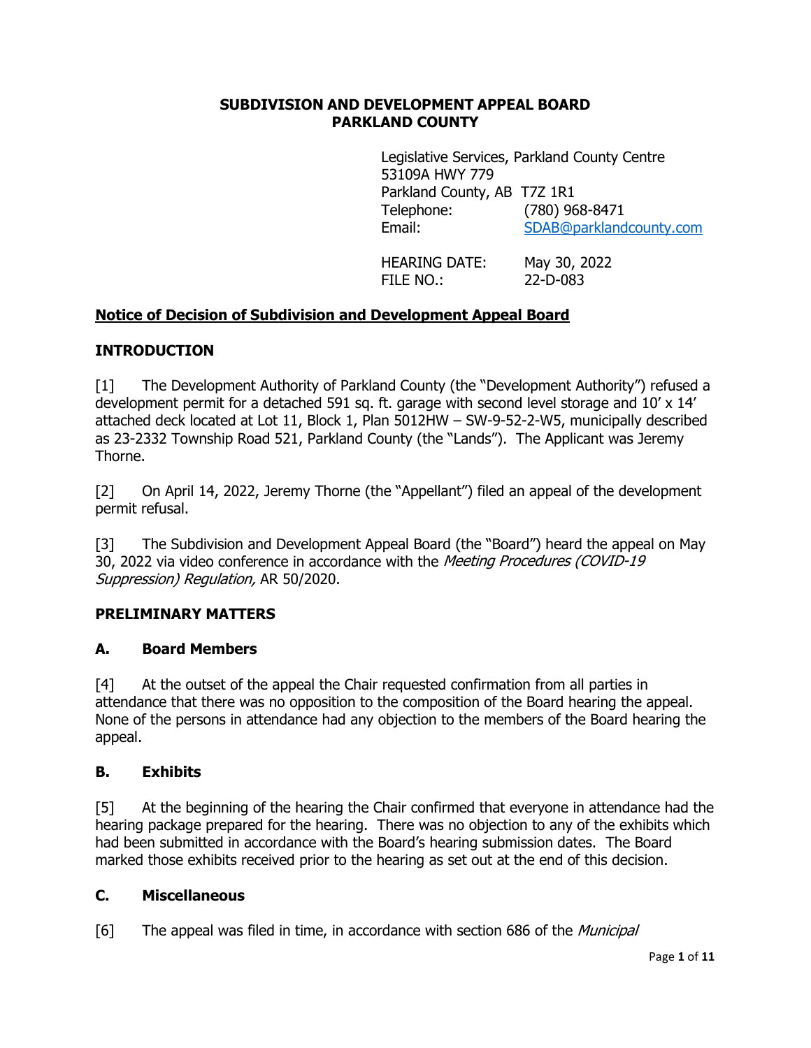**SUBDIVISION AND DEVELOPMENT APPEAL BOARD**
**PARKLAND COUNTY**

Legislative Services, Parkland County Centre
53109A HWY 779
Parkland County, AB T7Z 1R1
Telephone: (780) 968-8471
Email: SDAB@parklandcounty.com

HEARING DATE: May 30, 2022
FILE NO.: 22-D-083

**Notice of Decision of Subdivision and Development Appeal Board**

## INTRODUCTION

[1] The Development Authority of Parkland County (the "Development Authority") refused a development permit for a detached 591 sq. ft. garage with second level storage and 10' x 14' attached deck located at Lot 11, Block 1, Plan 5012HW – SW-9-52-2-W5, municipally described as 23-2332 Township Road 521, Parkland County (the "Lands"). The Applicant was Jeremy Thorne.

[2] On April 14, 2022, Jeremy Thorne (the "Appellant") filed an appeal of the development permit refusal.

[3] The Subdivision and Development Appeal Board (the "Board") heard the appeal on May 30, 2022 via video conference in accordance with the *Meeting Procedures (COVID-19 Suppression) Regulation,* AR 50/2020.

## PRELIMINARY MATTERS

### A. Board Members

[4] At the outset of the appeal the Chair requested confirmation from all parties in attendance that there was no opposition to the composition of the Board hearing the appeal. None of the persons in attendance had any objection to the members of the Board hearing the appeal.

### B. Exhibits

[5] At the beginning of the hearing the Chair confirmed that everyone in attendance had the hearing package prepared for the hearing. There was no objection to any of the exhibits which had been submitted in accordance with the Board's hearing submission dates. The Board marked those exhibits received prior to the hearing as set out at the end of this decision.

### C. Miscellaneous

[6] The appeal was filed in time, in accordance with section 686 of the *Municipal*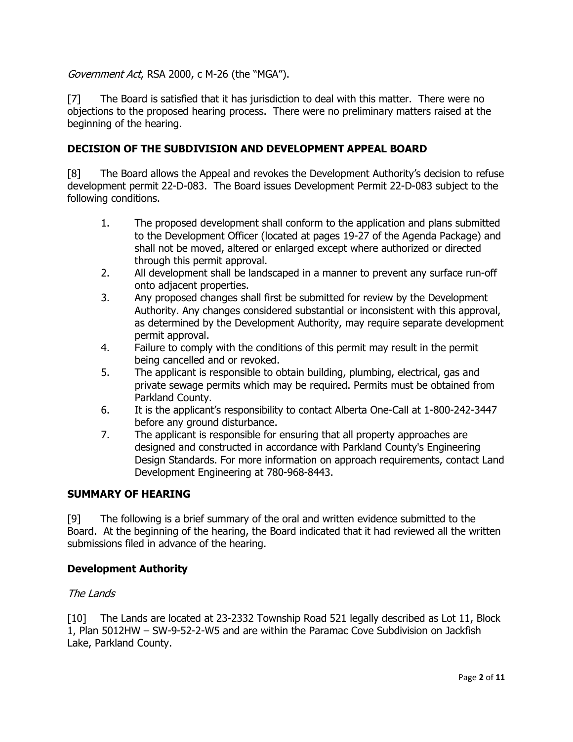*Government Act*, RSA 2000, c M-26 (the "MGA").

[7] The Board is satisfied that it has jurisdiction to deal with this matter. There were no objections to the proposed hearing process. There were no preliminary matters raised at the beginning of the hearing.

## DECISION OF THE SUBDIVISION AND DEVELOPMENT APPEAL BOARD

[8] The Board allows the Appeal and revokes the Development Authority's decision to refuse development permit 22-D-083. The Board issues Development Permit 22-D-083 subject to the following conditions.

1. The proposed development shall conform to the application and plans submitted to the Development Officer (located at pages 19-27 of the Agenda Package) and shall not be moved, altered or enlarged except where authorized or directed through this permit approval.
2. All development shall be landscaped in a manner to prevent any surface run-off onto adjacent properties.
3. Any proposed changes shall first be submitted for review by the Development Authority. Any changes considered substantial or inconsistent with this approval, as determined by the Development Authority, may require separate development permit approval.
4. Failure to comply with the conditions of this permit may result in the permit being cancelled and or revoked.
5. The applicant is responsible to obtain building, plumbing, electrical, gas and private sewage permits which may be required. Permits must be obtained from Parkland County.
6. It is the applicant's responsibility to contact Alberta One-Call at 1-800-242-3447 before any ground disturbance.
7. The applicant is responsible for ensuring that all property approaches are designed and constructed in accordance with Parkland County's Engineering Design Standards. For more information on approach requirements, contact Land Development Engineering at 780-968-8443.

## SUMMARY OF HEARING

[9] The following is a brief summary of the oral and written evidence submitted to the Board. At the beginning of the hearing, the Board indicated that it had reviewed all the written submissions filed in advance of the hearing.

## Development Authority

*The Lands*

[10] The Lands are located at 23-2332 Township Road 521 legally described as Lot 11, Block 1, Plan 5012HW – SW-9-52-2-W5 and are within the Paramac Cove Subdivision on Jackfish Lake, Parkland County.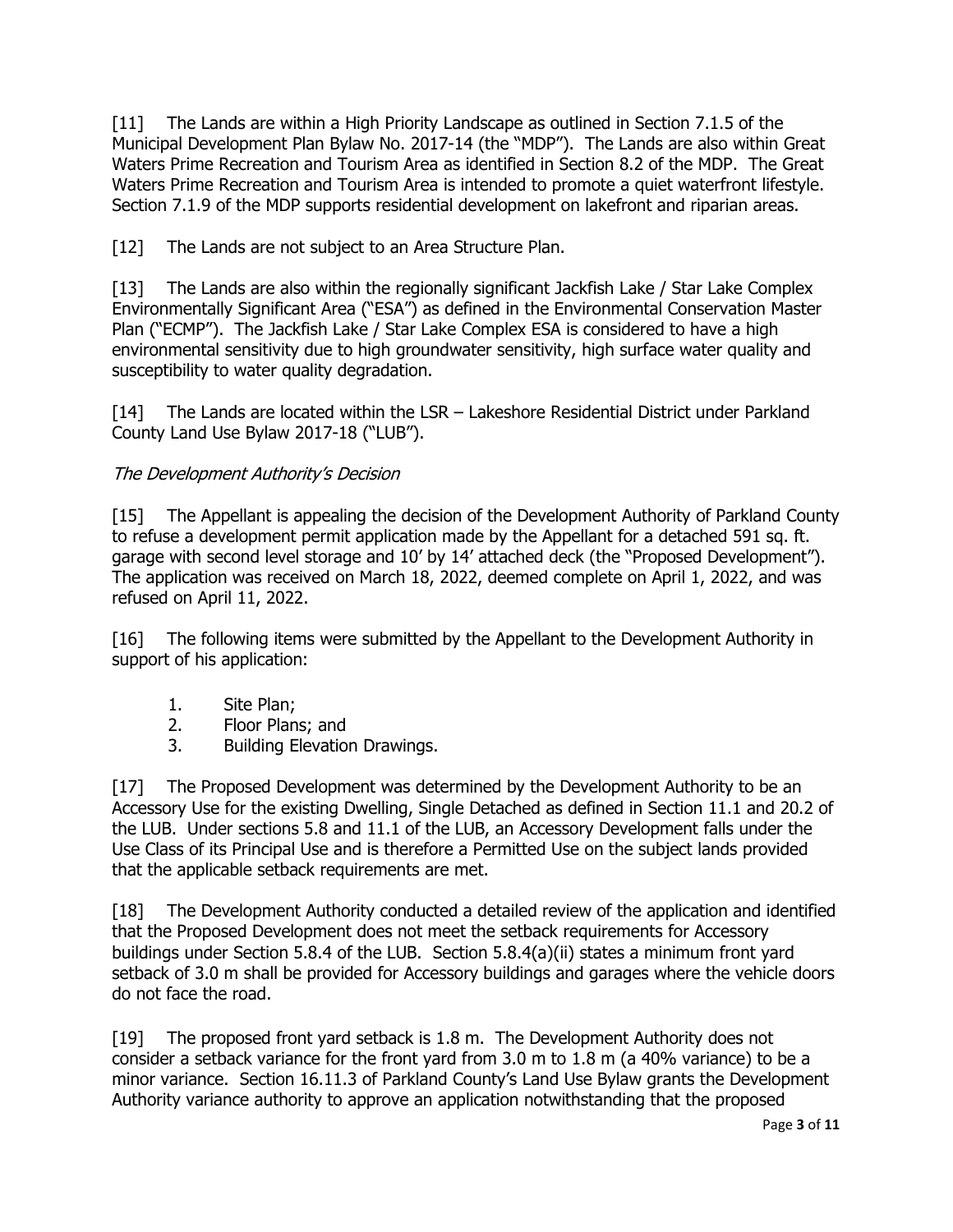[11] The Lands are within a High Priority Landscape as outlined in Section 7.1.5 of the Municipal Development Plan Bylaw No. 2017-14 (the "MDP"). The Lands are also within Great Waters Prime Recreation and Tourism Area as identified in Section 8.2 of the MDP. The Great Waters Prime Recreation and Tourism Area is intended to promote a quiet waterfront lifestyle. Section 7.1.9 of the MDP supports residential development on lakefront and riparian areas.

[12] The Lands are not subject to an Area Structure Plan.

[13] The Lands are also within the regionally significant Jackfish Lake / Star Lake Complex Environmentally Significant Area ("ESA") as defined in the Environmental Conservation Master Plan ("ECMP"). The Jackfish Lake / Star Lake Complex ESA is considered to have a high environmental sensitivity due to high groundwater sensitivity, high surface water quality and susceptibility to water quality degradation.

[14] The Lands are located within the LSR – Lakeshore Residential District under Parkland County Land Use Bylaw 2017-18 ("LUB").

*The Development Authority's Decision*

[15] The Appellant is appealing the decision of the Development Authority of Parkland County to refuse a development permit application made by the Appellant for a detached 591 sq. ft. garage with second level storage and 10' by 14' attached deck (the "Proposed Development"). The application was received on March 18, 2022, deemed complete on April 1, 2022, and was refused on April 11, 2022.

[16] The following items were submitted by the Appellant to the Development Authority in support of his application:

1. Site Plan;
2. Floor Plans; and
3. Building Elevation Drawings.

[17] The Proposed Development was determined by the Development Authority to be an Accessory Use for the existing Dwelling, Single Detached as defined in Section 11.1 and 20.2 of the LUB. Under sections 5.8 and 11.1 of the LUB, an Accessory Development falls under the Use Class of its Principal Use and is therefore a Permitted Use on the subject lands provided that the applicable setback requirements are met.

[18] The Development Authority conducted a detailed review of the application and identified that the Proposed Development does not meet the setback requirements for Accessory buildings under Section 5.8.4 of the LUB. Section 5.8.4(a)(ii) states a minimum front yard setback of 3.0 m shall be provided for Accessory buildings and garages where the vehicle doors do not face the road.

[19] The proposed front yard setback is 1.8 m. The Development Authority does not consider a setback variance for the front yard from 3.0 m to 1.8 m (a 40% variance) to be a minor variance. Section 16.11.3 of Parkland County's Land Use Bylaw grants the Development Authority variance authority to approve an application notwithstanding that the proposed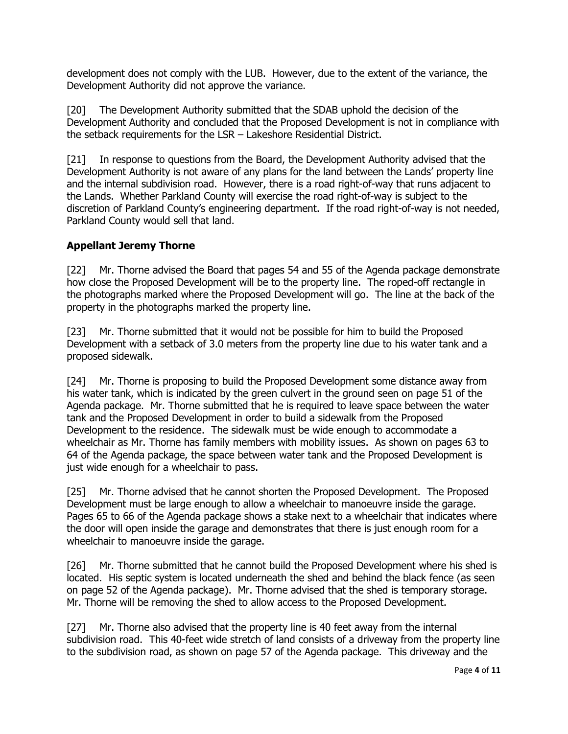development does not comply with the LUB. However, due to the extent of the variance, the Development Authority did not approve the variance.

[20] The Development Authority submitted that the SDAB uphold the decision of the Development Authority and concluded that the Proposed Development is not in compliance with the setback requirements for the LSR – Lakeshore Residential District.

[21] In response to questions from the Board, the Development Authority advised that the Development Authority is not aware of any plans for the land between the Lands' property line and the internal subdivision road. However, there is a road right-of-way that runs adjacent to the Lands. Whether Parkland County will exercise the road right-of-way is subject to the discretion of Parkland County's engineering department. If the road right-of-way is not needed, Parkland County would sell that land.

### Appellant Jeremy Thorne

[22] Mr. Thorne advised the Board that pages 54 and 55 of the Agenda package demonstrate how close the Proposed Development will be to the property line. The roped-off rectangle in the photographs marked where the Proposed Development will go. The line at the back of the property in the photographs marked the property line.

[23] Mr. Thorne submitted that it would not be possible for him to build the Proposed Development with a setback of 3.0 meters from the property line due to his water tank and a proposed sidewalk.

[24] Mr. Thorne is proposing to build the Proposed Development some distance away from his water tank, which is indicated by the green culvert in the ground seen on page 51 of the Agenda package. Mr. Thorne submitted that he is required to leave space between the water tank and the Proposed Development in order to build a sidewalk from the Proposed Development to the residence. The sidewalk must be wide enough to accommodate a wheelchair as Mr. Thorne has family members with mobility issues. As shown on pages 63 to 64 of the Agenda package, the space between water tank and the Proposed Development is just wide enough for a wheelchair to pass.

[25] Mr. Thorne advised that he cannot shorten the Proposed Development. The Proposed Development must be large enough to allow a wheelchair to manoeuvre inside the garage. Pages 65 to 66 of the Agenda package shows a stake next to a wheelchair that indicates where the door will open inside the garage and demonstrates that there is just enough room for a wheelchair to manoeuvre inside the garage.

[26] Mr. Thorne submitted that he cannot build the Proposed Development where his shed is located. His septic system is located underneath the shed and behind the black fence (as seen on page 52 of the Agenda package). Mr. Thorne advised that the shed is temporary storage. Mr. Thorne will be removing the shed to allow access to the Proposed Development.

[27] Mr. Thorne also advised that the property line is 40 feet away from the internal subdivision road. This 40-feet wide stretch of land consists of a driveway from the property line to the subdivision road, as shown on page 57 of the Agenda package. This driveway and the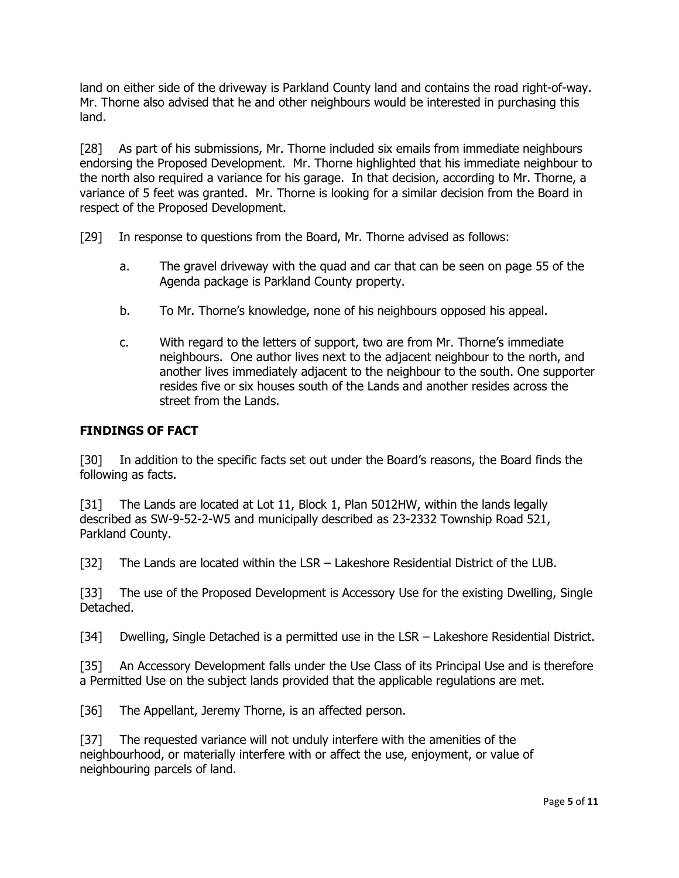land on either side of the driveway is Parkland County land and contains the road right-of-way. Mr. Thorne also advised that he and other neighbours would be interested in purchasing this land.

[28] As part of his submissions, Mr. Thorne included six emails from immediate neighbours endorsing the Proposed Development. Mr. Thorne highlighted that his immediate neighbour to the north also required a variance for his garage. In that decision, according to Mr. Thorne, a variance of 5 feet was granted. Mr. Thorne is looking for a similar decision from the Board in respect of the Proposed Development.

[29] In response to questions from the Board, Mr. Thorne advised as follows:

a. The gravel driveway with the quad and car that can be seen on page 55 of the Agenda package is Parkland County property.

b. To Mr. Thorne's knowledge, none of his neighbours opposed his appeal.

c. With regard to the letters of support, two are from Mr. Thorne's immediate neighbours. One author lives next to the adjacent neighbour to the north, and another lives immediately adjacent to the neighbour to the south. One supporter resides five or six houses south of the Lands and another resides across the street from the Lands.

## FINDINGS OF FACT

[30] In addition to the specific facts set out under the Board's reasons, the Board finds the following as facts.

[31] The Lands are located at Lot 11, Block 1, Plan 5012HW, within the lands legally described as SW-9-52-2-W5 and municipally described as 23-2332 Township Road 521, Parkland County.

[32] The Lands are located within the LSR – Lakeshore Residential District of the LUB.

[33] The use of the Proposed Development is Accessory Use for the existing Dwelling, Single Detached.

[34] Dwelling, Single Detached is a permitted use in the LSR – Lakeshore Residential District.

[35] An Accessory Development falls under the Use Class of its Principal Use and is therefore a Permitted Use on the subject lands provided that the applicable regulations are met.

[36] The Appellant, Jeremy Thorne, is an affected person.

[37] The requested variance will not unduly interfere with the amenities of the neighbourhood, or materially interfere with or affect the use, enjoyment, or value of neighbouring parcels of land.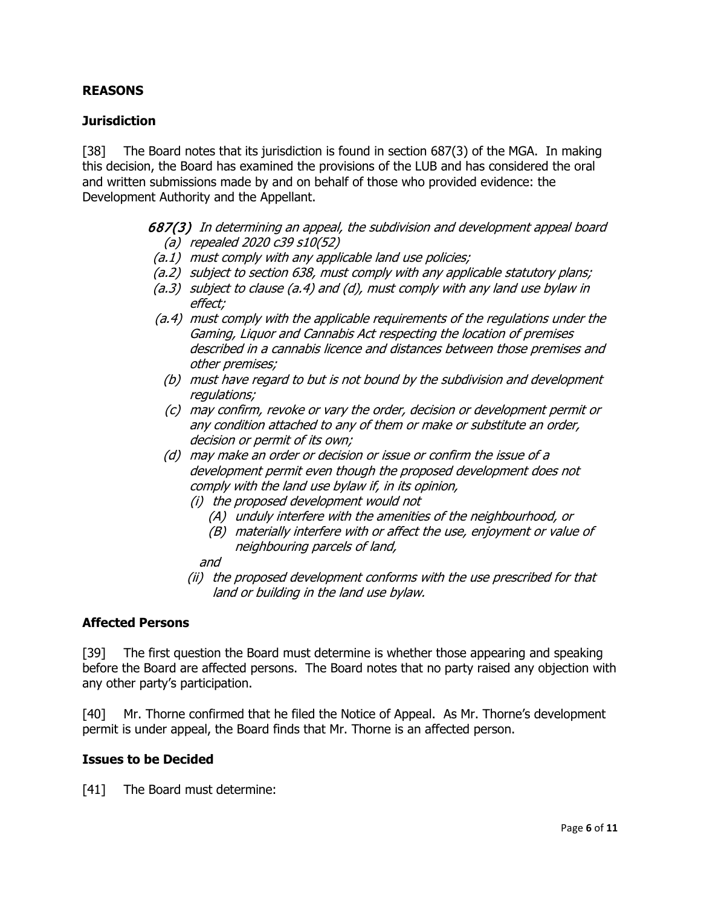## REASONS

### Jurisdiction

[38] The Board notes that its jurisdiction is found in section 687(3) of the MGA. In making this decision, the Board has examined the provisions of the LUB and has considered the oral and written submissions made by and on behalf of those who provided evidence: the Development Authority and the Appellant.

> ***687(3)*** *In determining an appeal, the subdivision and development appeal board*
>
> *(a) repealed 2020 c39 s10(52)*
>
> *(a.1) must comply with any applicable land use policies;*
>
> *(a.2) subject to section 638, must comply with any applicable statutory plans;*
>
> *(a.3) subject to clause (a.4) and (d), must comply with any land use bylaw in effect;*
>
> *(a.4) must comply with the applicable requirements of the regulations under the Gaming, Liquor and Cannabis Act respecting the location of premises described in a cannabis licence and distances between those premises and other premises;*
>
> *(b) must have regard to but is not bound by the subdivision and development regulations;*
>
> *(c) may confirm, revoke or vary the order, decision or development permit or any condition attached to any of them or make or substitute an order, decision or permit of its own;*
>
> *(d) may make an order or decision or issue or confirm the issue of a development permit even though the proposed development does not comply with the land use bylaw if, in its opinion,*
>
> *(i) the proposed development would not*
>
> *(A) unduly interfere with the amenities of the neighbourhood, or*
>
> *(B) materially interfere with or affect the use, enjoyment or value of neighbouring parcels of land,*
>
> *and*
>
> *(ii) the proposed development conforms with the use prescribed for that land or building in the land use bylaw.*

### Affected Persons

[39] The first question the Board must determine is whether those appearing and speaking before the Board are affected persons. The Board notes that no party raised any objection with any other party's participation.

[40] Mr. Thorne confirmed that he filed the Notice of Appeal. As Mr. Thorne's development permit is under appeal, the Board finds that Mr. Thorne is an affected person.

### Issues to be Decided

[41] The Board must determine: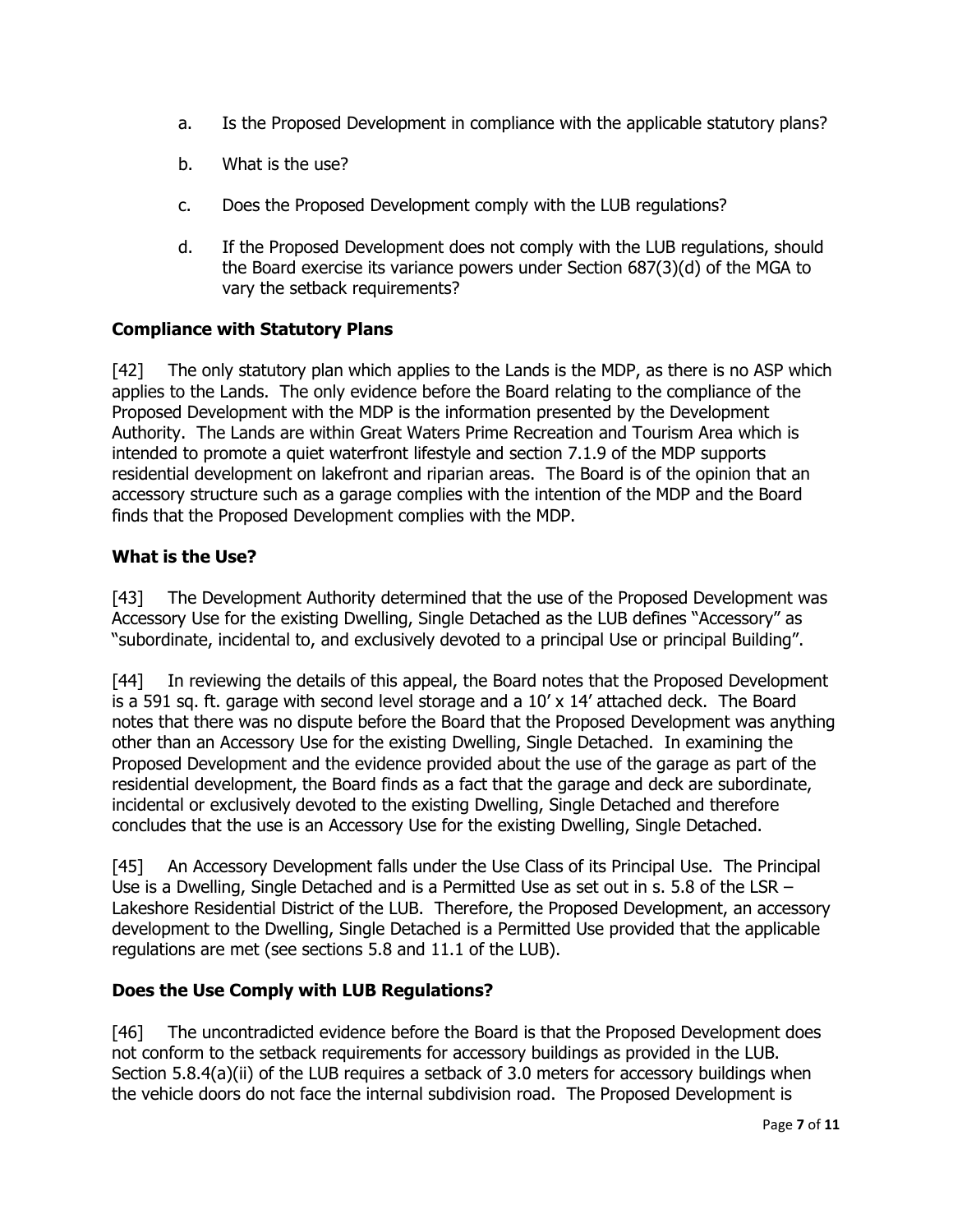a. Is the Proposed Development in compliance with the applicable statutory plans?

b. What is the use?

c. Does the Proposed Development comply with the LUB regulations?

d. If the Proposed Development does not comply with the LUB regulations, should the Board exercise its variance powers under Section 687(3)(d) of the MGA to vary the setback requirements?

**Compliance with Statutory Plans**

[42] The only statutory plan which applies to the Lands is the MDP, as there is no ASP which applies to the Lands. The only evidence before the Board relating to the compliance of the Proposed Development with the MDP is the information presented by the Development Authority. The Lands are within Great Waters Prime Recreation and Tourism Area which is intended to promote a quiet waterfront lifestyle and section 7.1.9 of the MDP supports residential development on lakefront and riparian areas. The Board is of the opinion that an accessory structure such as a garage complies with the intention of the MDP and the Board finds that the Proposed Development complies with the MDP.

**What is the Use?**

[43] The Development Authority determined that the use of the Proposed Development was Accessory Use for the existing Dwelling, Single Detached as the LUB defines "Accessory" as "subordinate, incidental to, and exclusively devoted to a principal Use or principal Building".

[44] In reviewing the details of this appeal, the Board notes that the Proposed Development is a 591 sq. ft. garage with second level storage and a 10' x 14' attached deck. The Board notes that there was no dispute before the Board that the Proposed Development was anything other than an Accessory Use for the existing Dwelling, Single Detached. In examining the Proposed Development and the evidence provided about the use of the garage as part of the residential development, the Board finds as a fact that the garage and deck are subordinate, incidental or exclusively devoted to the existing Dwelling, Single Detached and therefore concludes that the use is an Accessory Use for the existing Dwelling, Single Detached.

[45] An Accessory Development falls under the Use Class of its Principal Use. The Principal Use is a Dwelling, Single Detached and is a Permitted Use as set out in s. 5.8 of the LSR – Lakeshore Residential District of the LUB. Therefore, the Proposed Development, an accessory development to the Dwelling, Single Detached is a Permitted Use provided that the applicable regulations are met (see sections 5.8 and 11.1 of the LUB).

**Does the Use Comply with LUB Regulations?**

[46] The uncontradicted evidence before the Board is that the Proposed Development does not conform to the setback requirements for accessory buildings as provided in the LUB. Section 5.8.4(a)(ii) of the LUB requires a setback of 3.0 meters for accessory buildings when the vehicle doors do not face the internal subdivision road. The Proposed Development is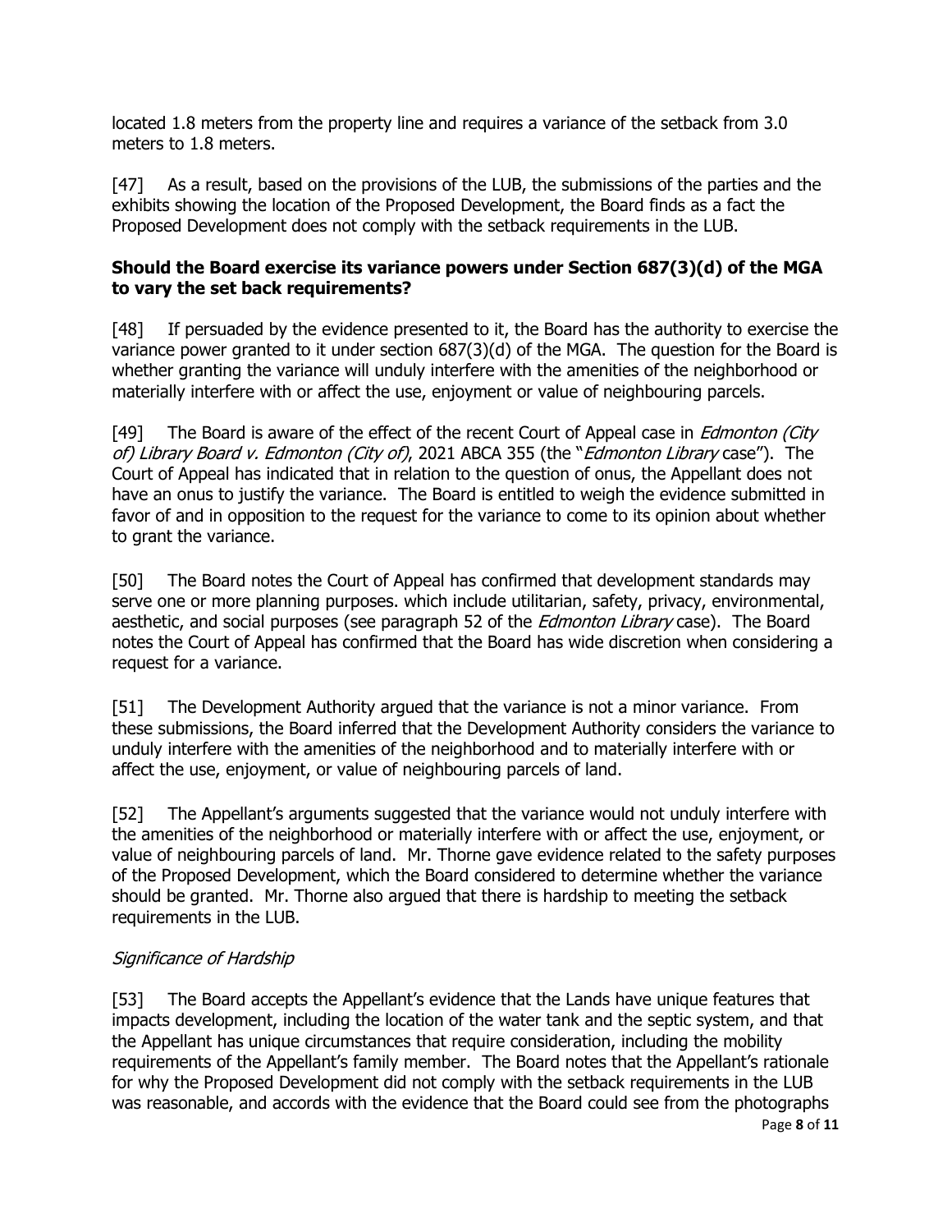located 1.8 meters from the property line and requires a variance of the setback from 3.0 meters to 1.8 meters.

[47] As a result, based on the provisions of the LUB, the submissions of the parties and the exhibits showing the location of the Proposed Development, the Board finds as a fact the Proposed Development does not comply with the setback requirements in the LUB.

### Should the Board exercise its variance powers under Section 687(3)(d) of the MGA to vary the set back requirements?

[48] If persuaded by the evidence presented to it, the Board has the authority to exercise the variance power granted to it under section 687(3)(d) of the MGA. The question for the Board is whether granting the variance will unduly interfere with the amenities of the neighborhood or materially interfere with or affect the use, enjoyment or value of neighbouring parcels.

[49] The Board is aware of the effect of the recent Court of Appeal case in *Edmonton (City of) Library Board v. Edmonton (City of)*, 2021 ABCA 355 (the "*Edmonton Library* case"). The Court of Appeal has indicated that in relation to the question of onus, the Appellant does not have an onus to justify the variance. The Board is entitled to weigh the evidence submitted in favor of and in opposition to the request for the variance to come to its opinion about whether to grant the variance.

[50] The Board notes the Court of Appeal has confirmed that development standards may serve one or more planning purposes. which include utilitarian, safety, privacy, environmental, aesthetic, and social purposes (see paragraph 52 of the *Edmonton Library* case). The Board notes the Court of Appeal has confirmed that the Board has wide discretion when considering a request for a variance.

[51] The Development Authority argued that the variance is not a minor variance. From these submissions, the Board inferred that the Development Authority considers the variance to unduly interfere with the amenities of the neighborhood and to materially interfere with or affect the use, enjoyment, or value of neighbouring parcels of land.

[52] The Appellant's arguments suggested that the variance would not unduly interfere with the amenities of the neighborhood or materially interfere with or affect the use, enjoyment, or value of neighbouring parcels of land. Mr. Thorne gave evidence related to the safety purposes of the Proposed Development, which the Board considered to determine whether the variance should be granted. Mr. Thorne also argued that there is hardship to meeting the setback requirements in the LUB.

*Significance of Hardship*

[53] The Board accepts the Appellant's evidence that the Lands have unique features that impacts development, including the location of the water tank and the septic system, and that the Appellant has unique circumstances that require consideration, including the mobility requirements of the Appellant's family member. The Board notes that the Appellant's rationale for why the Proposed Development did not comply with the setback requirements in the LUB was reasonable, and accords with the evidence that the Board could see from the photographs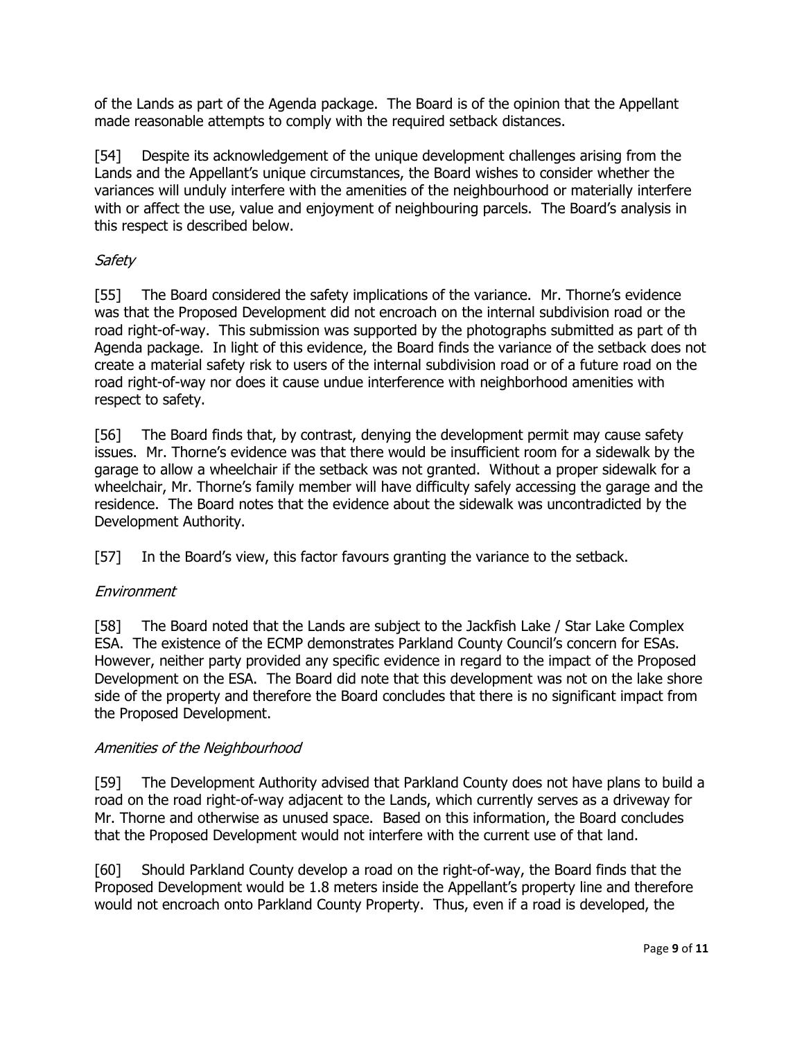of the Lands as part of the Agenda package. The Board is of the opinion that the Appellant made reasonable attempts to comply with the required setback distances.

[54] Despite its acknowledgement of the unique development challenges arising from the Lands and the Appellant's unique circumstances, the Board wishes to consider whether the variances will unduly interfere with the amenities of the neighbourhood or materially interfere with or affect the use, value and enjoyment of neighbouring parcels. The Board's analysis in this respect is described below.

*Safety*

[55] The Board considered the safety implications of the variance. Mr. Thorne's evidence was that the Proposed Development did not encroach on the internal subdivision road or the road right-of-way. This submission was supported by the photographs submitted as part of th Agenda package. In light of this evidence, the Board finds the variance of the setback does not create a material safety risk to users of the internal subdivision road or of a future road on the road right-of-way nor does it cause undue interference with neighborhood amenities with respect to safety.

[56] The Board finds that, by contrast, denying the development permit may cause safety issues. Mr. Thorne's evidence was that there would be insufficient room for a sidewalk by the garage to allow a wheelchair if the setback was not granted. Without a proper sidewalk for a wheelchair, Mr. Thorne's family member will have difficulty safely accessing the garage and the residence. The Board notes that the evidence about the sidewalk was uncontradicted by the Development Authority.

[57] In the Board's view, this factor favours granting the variance to the setback.

*Environment*

[58] The Board noted that the Lands are subject to the Jackfish Lake / Star Lake Complex ESA. The existence of the ECMP demonstrates Parkland County Council's concern for ESAs. However, neither party provided any specific evidence in regard to the impact of the Proposed Development on the ESA. The Board did note that this development was not on the lake shore side of the property and therefore the Board concludes that there is no significant impact from the Proposed Development.

*Amenities of the Neighbourhood*

[59] The Development Authority advised that Parkland County does not have plans to build a road on the road right-of-way adjacent to the Lands, which currently serves as a driveway for Mr. Thorne and otherwise as unused space. Based on this information, the Board concludes that the Proposed Development would not interfere with the current use of that land.

[60] Should Parkland County develop a road on the right-of-way, the Board finds that the Proposed Development would be 1.8 meters inside the Appellant's property line and therefore would not encroach onto Parkland County Property. Thus, even if a road is developed, the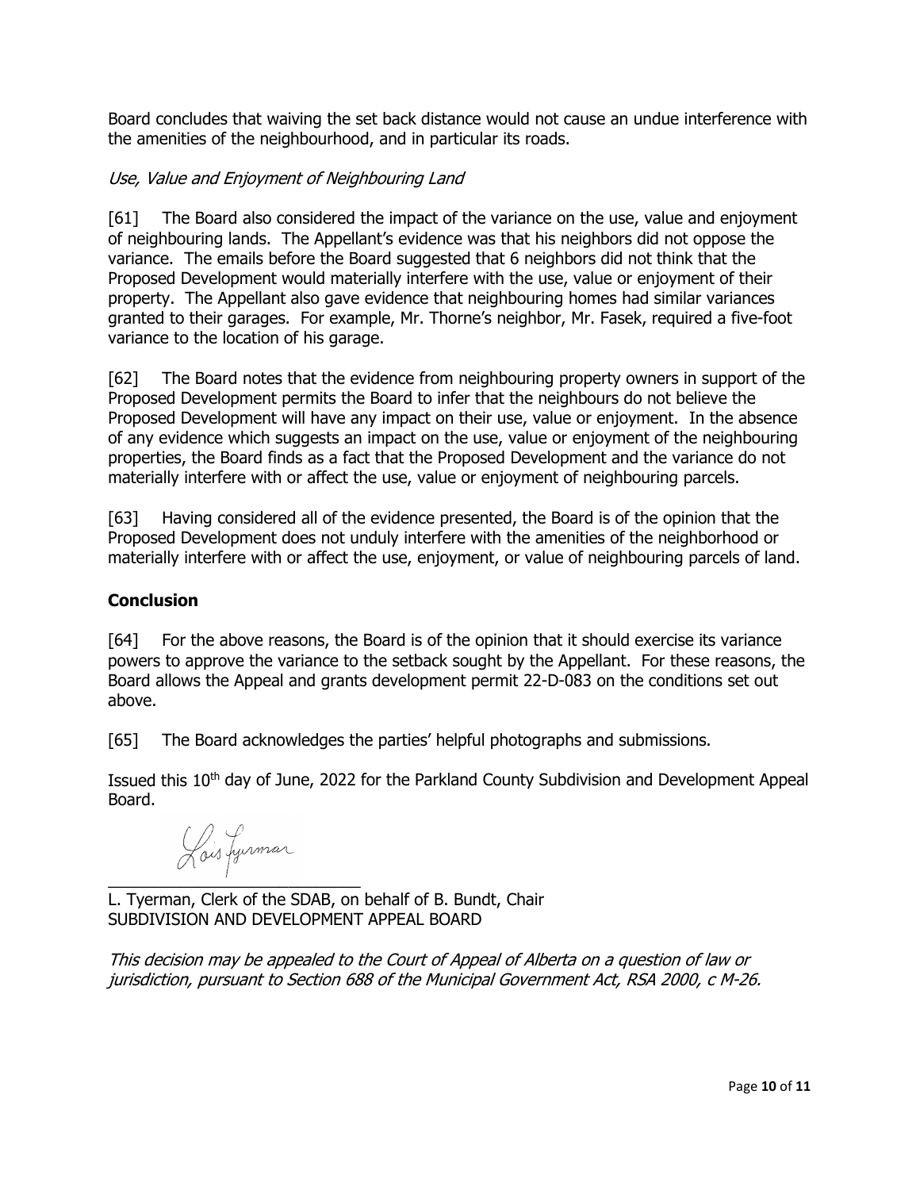Board concludes that waiving the set back distance would not cause an undue interference with the amenities of the neighbourhood, and in particular its roads.

*Use, Value and Enjoyment of Neighbouring Land*

[61] The Board also considered the impact of the variance on the use, value and enjoyment of neighbouring lands. The Appellant's evidence was that his neighbors did not oppose the variance. The emails before the Board suggested that 6 neighbors did not think that the Proposed Development would materially interfere with the use, value or enjoyment of their property. The Appellant also gave evidence that neighbouring homes had similar variances granted to their garages. For example, Mr. Thorne's neighbor, Mr. Fasek, required a five-foot variance to the location of his garage.

[62] The Board notes that the evidence from neighbouring property owners in support of the Proposed Development permits the Board to infer that the neighbours do not believe the Proposed Development will have any impact on their use, value or enjoyment. In the absence of any evidence which suggests an impact on the use, value or enjoyment of the neighbouring properties, the Board finds as a fact that the Proposed Development and the variance do not materially interfere with or affect the use, value or enjoyment of neighbouring parcels.

[63] Having considered all of the evidence presented, the Board is of the opinion that the Proposed Development does not unduly interfere with the amenities of the neighborhood or materially interfere with or affect the use, enjoyment, or value of neighbouring parcels of land.

## Conclusion

[64] For the above reasons, the Board is of the opinion that it should exercise its variance powers to approve the variance to the setback sought by the Appellant. For these reasons, the Board allows the Appeal and grants development permit 22-D-083 on the conditions set out above.

[65] The Board acknowledges the parties' helpful photographs and submissions.

Issued this 10th day of June, 2022 for the Parkland County Subdivision and Development Appeal Board.

Lois Tyerman

\_\_\_\_\_\_\_\_\_\_\_\_\_\_\_\_\_\_\_\_\_\_\_\_\_\_\_\_

L. Tyerman, Clerk of the SDAB, on behalf of B. Bundt, Chair
SUBDIVISION AND DEVELOPMENT APPEAL BOARD

*This decision may be appealed to the Court of Appeal of Alberta on a question of law or jurisdiction, pursuant to Section 688 of the Municipal Government Act, RSA 2000, c M-26.*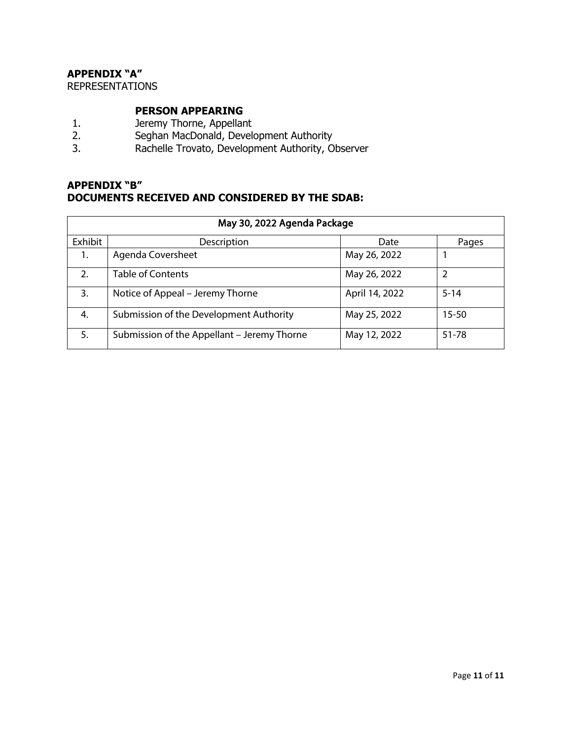**APPENDIX "A"**
REPRESENTATIONS

**PERSON APPEARING**

1. Jeremy Thorne, Appellant
2. Seghan MacDonald, Development Authority
3. Rachelle Trovato, Development Authority, Observer

**APPENDIX "B"**
**DOCUMENTS RECEIVED AND CONSIDERED BY THE SDAB:**

| May 30, 2022 Agenda Package | | | |
|---|---|---|---|
| Exhibit | Description | Date | Pages |
| 1. | Agenda Coversheet | May 26, 2022 | 1 |
| 2. | Table of Contents | May 26, 2022 | 2 |
| 3. | Notice of Appeal – Jeremy Thorne | April 14, 2022 | 5-14 |
| 4. | Submission of the Development Authority | May 25, 2022 | 15-50 |
| 5. | Submission of the Appellant – Jeremy Thorne | May 12, 2022 | 51-78 |